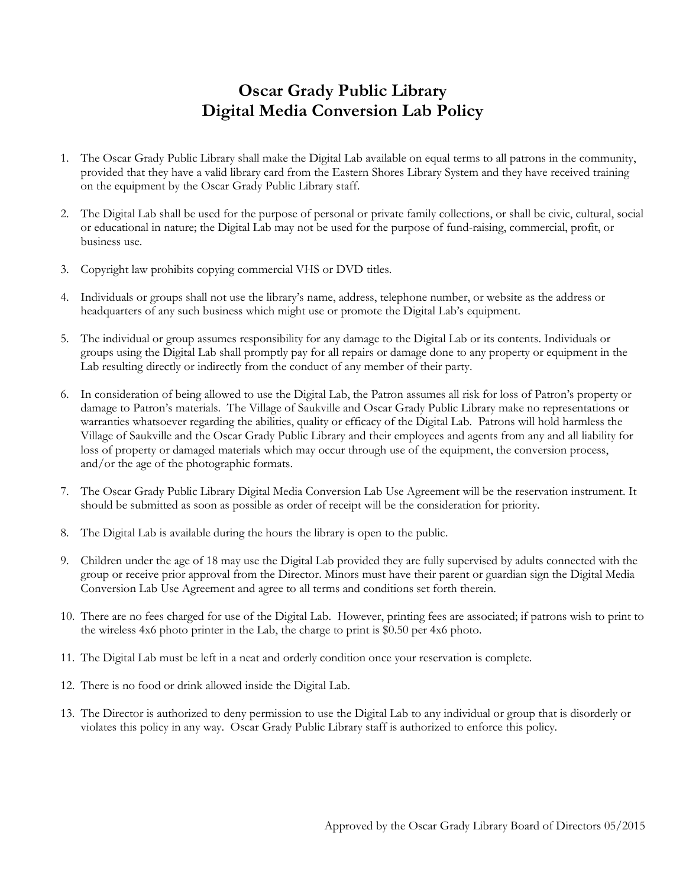# Oscar Grady Public Library
# Digital Media Conversion Lab Policy

1. The Oscar Grady Public Library shall make the Digital Lab available on equal terms to all patrons in the community, provided that they have a valid library card from the Eastern Shores Library System and they have received training on the equipment by the Oscar Grady Public Library staff.

2. The Digital Lab shall be used for the purpose of personal or private family collections, or shall be civic, cultural, social or educational in nature; the Digital Lab may not be used for the purpose of fund-raising, commercial, profit, or business use.

3. Copyright law prohibits copying commercial VHS or DVD titles.

4. Individuals or groups shall not use the library's name, address, telephone number, or website as the address or headquarters of any such business which might use or promote the Digital Lab's equipment.

5. The individual or group assumes responsibility for any damage to the Digital Lab or its contents. Individuals or groups using the Digital Lab shall promptly pay for all repairs or damage done to any property or equipment in the Lab resulting directly or indirectly from the conduct of any member of their party.

6. In consideration of being allowed to use the Digital Lab, the Patron assumes all risk for loss of Patron's property or damage to Patron's materials. The Village of Saukville and Oscar Grady Public Library make no representations or warranties whatsoever regarding the abilities, quality or efficacy of the Digital Lab. Patrons will hold harmless the Village of Saukville and the Oscar Grady Public Library and their employees and agents from any and all liability for loss of property or damaged materials which may occur through use of the equipment, the conversion process, and/or the age of the photographic formats.

7. The Oscar Grady Public Library Digital Media Conversion Lab Use Agreement will be the reservation instrument. It should be submitted as soon as possible as order of receipt will be the consideration for priority.

8. The Digital Lab is available during the hours the library is open to the public.

9. Children under the age of 18 may use the Digital Lab provided they are fully supervised by adults connected with the group or receive prior approval from the Director. Minors must have their parent or guardian sign the Digital Media Conversion Lab Use Agreement and agree to all terms and conditions set forth therein.

10. There are no fees charged for use of the Digital Lab. However, printing fees are associated; if patrons wish to print to the wireless 4x6 photo printer in the Lab, the charge to print is $0.50 per 4x6 photo.

11. The Digital Lab must be left in a neat and orderly condition once your reservation is complete.

12. There is no food or drink allowed inside the Digital Lab.

13. The Director is authorized to deny permission to use the Digital Lab to any individual or group that is disorderly or violates this policy in any way. Oscar Grady Public Library staff is authorized to enforce this policy.

Approved by the Oscar Grady Library Board of Directors 05/2015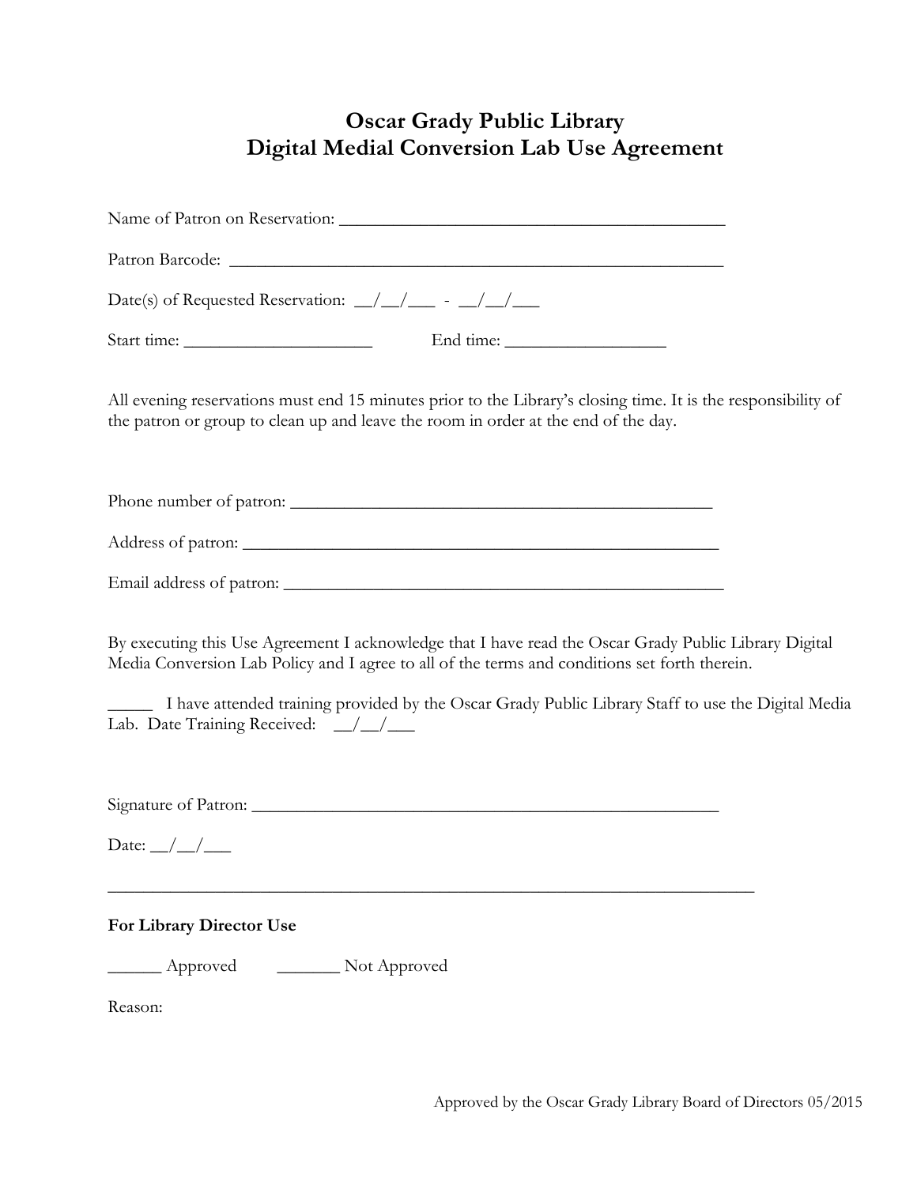# Oscar Grady Public Library
## Digital Medial Conversion Lab Use Agreement

Name of Patron on Reservation: ____________________________________________

Patron Barcode: ________________________________________________________

Date(s) of Requested Reservation: __/__/___ - __/__/___

Start time: _____________________ End time: __________________

All evening reservations must end 15 minutes prior to the Library's closing time. It is the responsibility of the patron or group to clean up and leave the room in order at the end of the day.

Phone number of patron: ________________________________________________

Address of patron: _____________________________________________________

Email address of patron: ________________________________________________

By executing this Use Agreement I acknowledge that I have read the Oscar Grady Public Library Digital Media Conversion Lab Policy and I agree to all of the terms and conditions set forth therein.

_____ I have attended training provided by the Oscar Grady Public Library Staff to use the Digital Media Lab. Date Training Received: __/__/___

Signature of Patron: ____________________________________________________

Date: __/__/___

---

**For Library Director Use**

______ Approved _______ Not Approved

Reason:

Approved by the Oscar Grady Library Board of Directors 05/2015